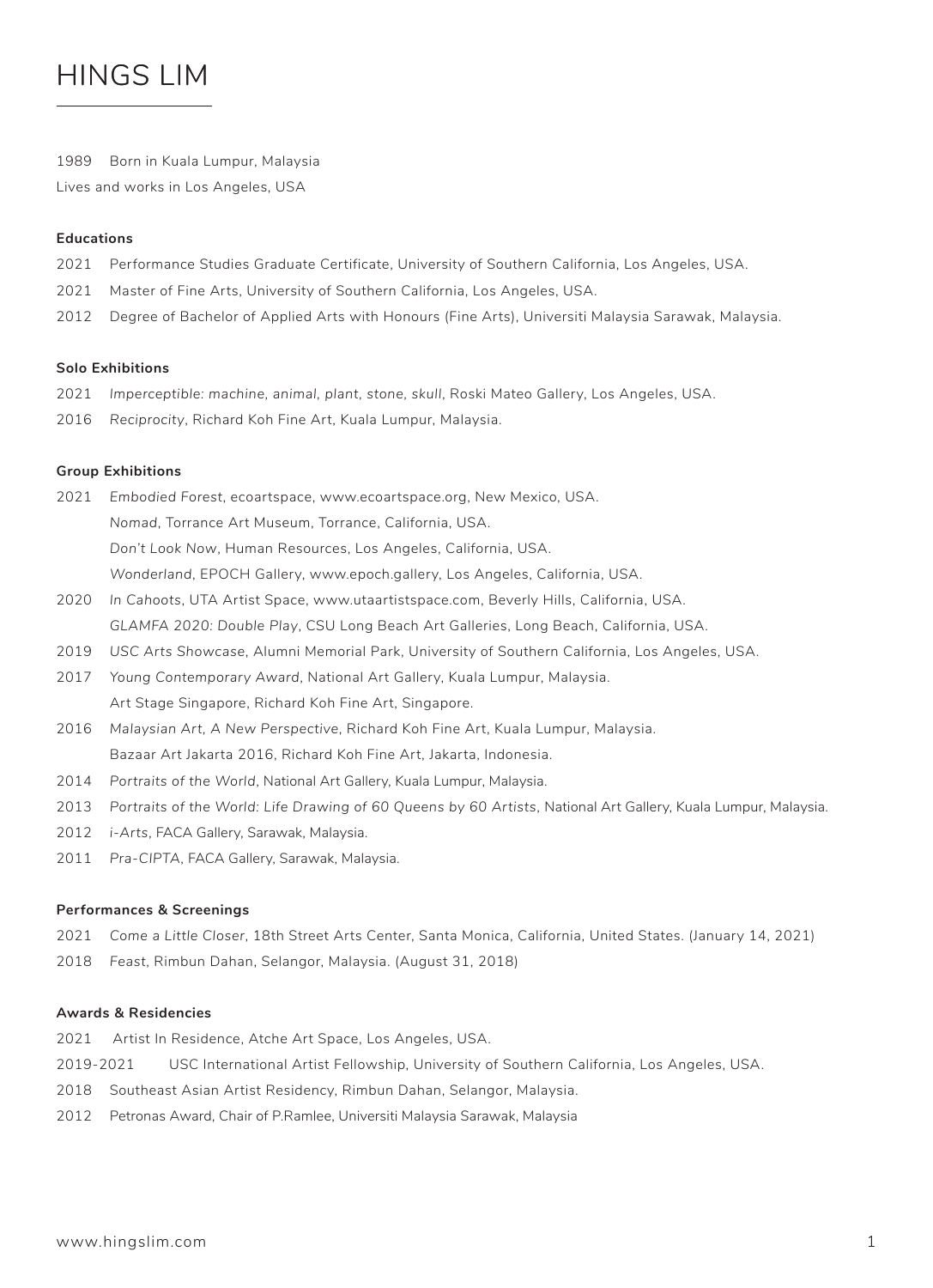# HINGS LIM

1989 Born in Kuala Lumpur, Malaysia

Lives and works in Los Angeles, USA

### Educations

2021 Performance Studies Graduate Certificate, University of Southern California, Los Angeles, USA.

2021 Master of Fine Arts, University of Southern California, Los Angeles, USA.

2012 Degree of Bachelor of Applied Arts with Honours (Fine Arts), Universiti Malaysia Sarawak, Malaysia.

### Solo Exhibitions

2021 *Imperceptible: machine, animal, plant, stone, skull*, Roski Mateo Gallery, Los Angeles, USA.

2016 *Reciprocity*, Richard Koh Fine Art, Kuala Lumpur, Malaysia.

### Group Exhibitions

2021 *Embodied Forest*, ecoartspace, www.ecoartspace.org, New Mexico, USA.

*Nomad*, Torrance Art Museum, Torrance, California, USA.

*Don't Look Now*, Human Resources, Los Angeles, California, USA.

*Wonderland*, EPOCH Gallery, www.epoch.gallery, Los Angeles, California, USA.

2020 *In Cahoots*, UTA Artist Space, www.utaartistspace.com, Beverly Hills, California, USA.

*GLAMFA 2020: Double Play*, CSU Long Beach Art Galleries, Long Beach, California, USA.

2019 *USC Arts Showcase*, Alumni Memorial Park, University of Southern California, Los Angeles, USA.

2017 *Young Contemporary Award*, National Art Gallery, Kuala Lumpur, Malaysia.

Art Stage Singapore, Richard Koh Fine Art, Singapore.

2016 *Malaysian Art, A New Perspective*, Richard Koh Fine Art, Kuala Lumpur, Malaysia.

Bazaar Art Jakarta 2016, Richard Koh Fine Art, Jakarta, Indonesia.

2014 *Portraits of the World*, National Art Gallery, Kuala Lumpur, Malaysia.

2013 *Portraits of the World: Life Drawing of 60 Queens by 60 Artists*, National Art Gallery, Kuala Lumpur, Malaysia.

2012 *i-Arts*, FACA Gallery, Sarawak, Malaysia.

2011 *Pra-CIPTA*, FACA Gallery, Sarawak, Malaysia.

### Performances & Screenings

2021 *Come a Little Closer*, 18th Street Arts Center, Santa Monica, California, United States. (January 14, 2021)

2018 *Feast*, Rimbun Dahan, Selangor, Malaysia. (August 31, 2018)

### Awards & Residencies

2021 Artist In Residence, Atche Art Space, Los Angeles, USA.

2019-2021 USC International Artist Fellowship, University of Southern California, Los Angeles, USA.

2018 Southeast Asian Artist Residency, Rimbun Dahan, Selangor, Malaysia.

2012 Petronas Award, Chair of P.Ramlee, Universiti Malaysia Sarawak, Malaysia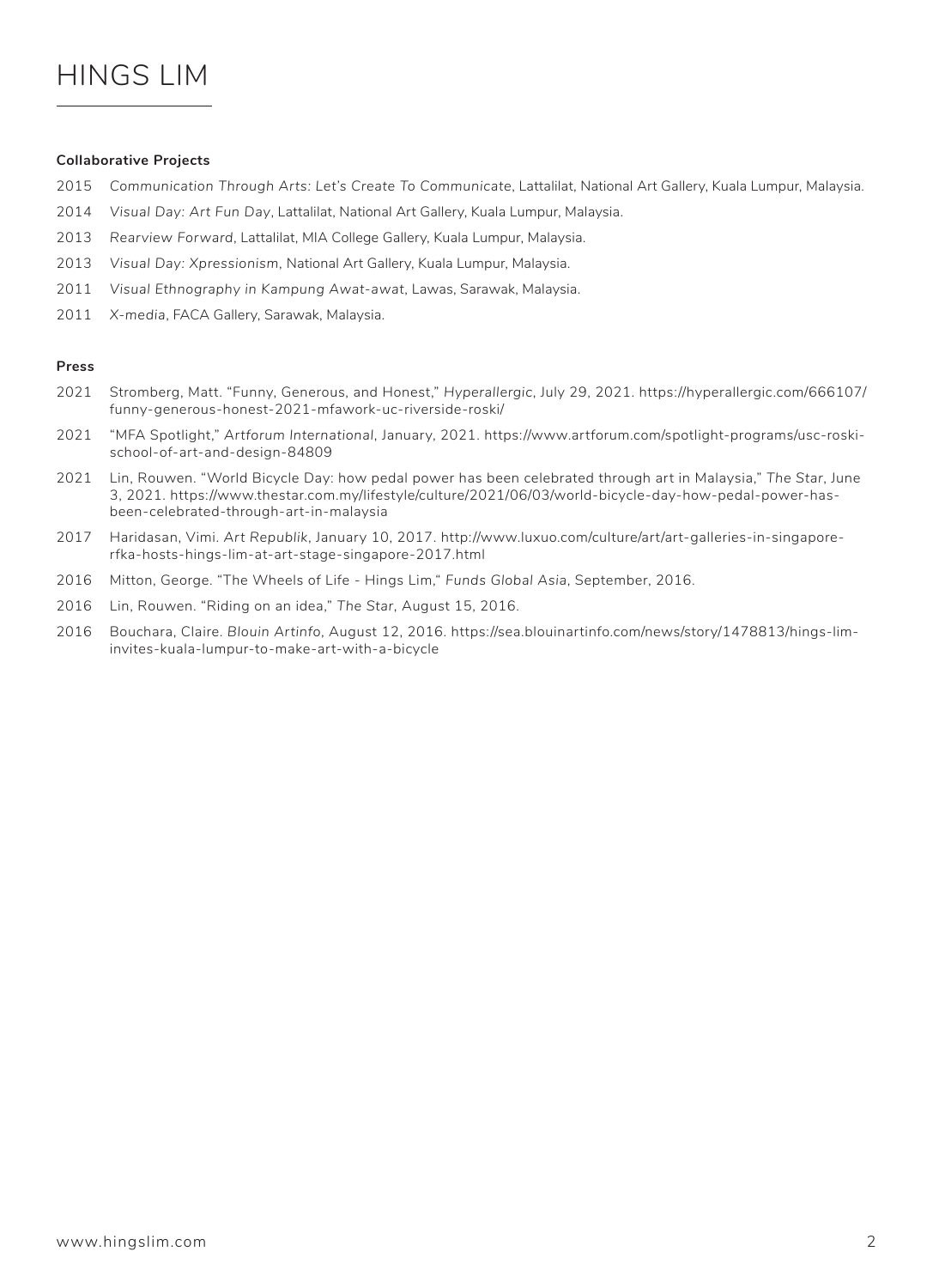# HINGS LIM

**Collaborative Projects**

2015 *Communication Through Arts: Let's Create To Communicate*, Lattalilat, National Art Gallery, Kuala Lumpur, Malaysia.

2014 *Visual Day: Art Fun Day*, Lattalilat, National Art Gallery, Kuala Lumpur, Malaysia.

2013 *Rearview Forward*, Lattalilat, MIA College Gallery, Kuala Lumpur, Malaysia.

2013 *Visual Day: Xpressionism*, National Art Gallery, Kuala Lumpur, Malaysia.

2011 *Visual Ethnography in Kampung Awat-awat*, Lawas, Sarawak, Malaysia.

2011 *X-media*, FACA Gallery, Sarawak, Malaysia.

**Press**

2021 Stromberg, Matt. "Funny, Generous, and Honest," *Hyperallergic*, July 29, 2021. https://hyperallergic.com/666107/funny-generous-honest-2021-mfawork-uc-riverside-roski/

2021 "MFA Spotlight," *Artforum International*, January, 2021. https://www.artforum.com/spotlight-programs/usc-roski-school-of-art-and-design-84809

2021 Lin, Rouwen. "World Bicycle Day: how pedal power has been celebrated through art in Malaysia," *The Star*, June 3, 2021. https://www.thestar.com.my/lifestyle/culture/2021/06/03/world-bicycle-day-how-pedal-power-has-been-celebrated-through-art-in-malaysia

2017 Haridasan, Vimi. *Art Republik*, January 10, 2017. http://www.luxuo.com/culture/art/art-galleries-in-singapore-rfka-hosts-hings-lim-at-art-stage-singapore-2017.html

2016 Mitton, George. "The Wheels of Life - Hings Lim," *Funds Global Asia*, September, 2016.

2016 Lin, Rouwen. "Riding on an idea," *The Star*, August 15, 2016.

2016 Bouchara, Claire. *Blouin Artinfo*, August 12, 2016. https://sea.blouinartinfo.com/news/story/1478813/hings-lim-invites-kuala-lumpur-to-make-art-with-a-bicycle

www.hingslim.com